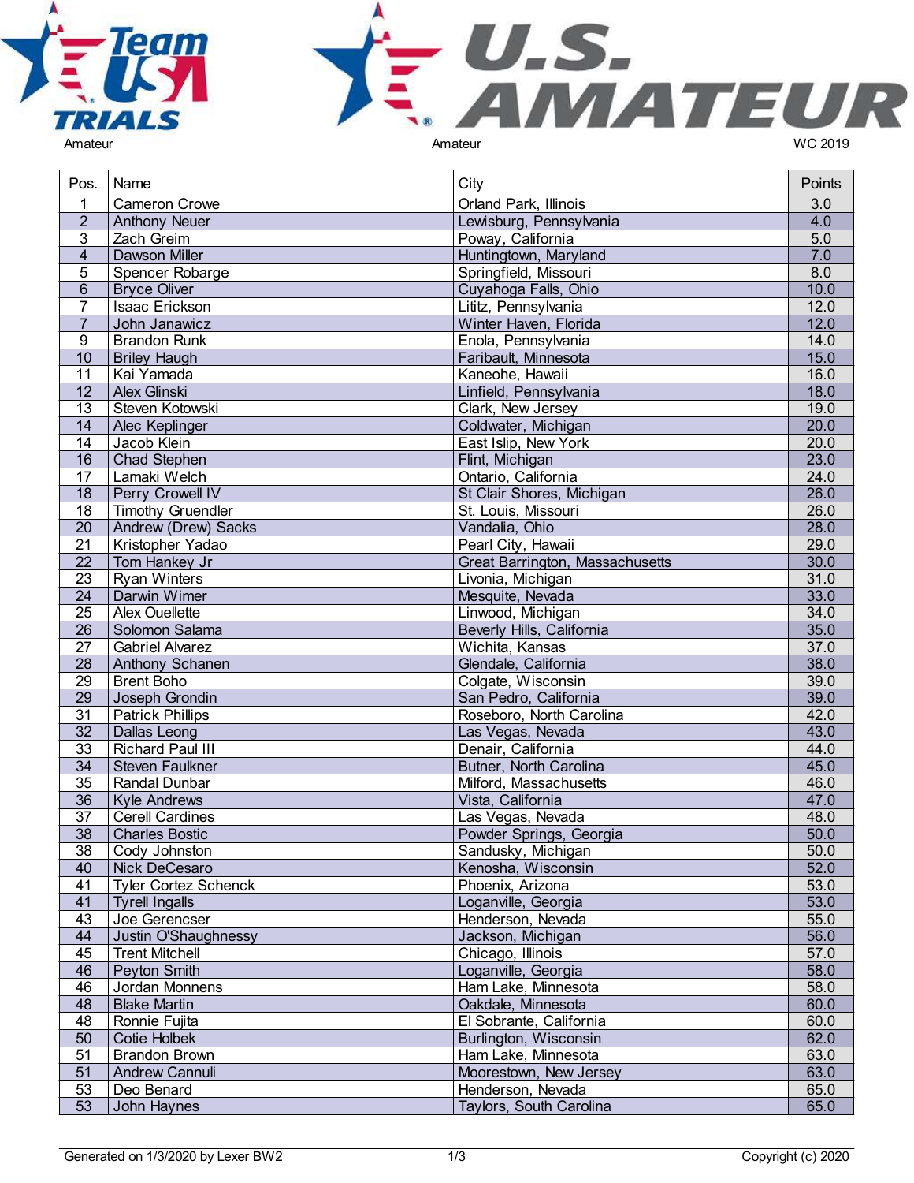Amateur | Amateur | WC 2019

| Pos. | Name | City | Points |
|---|---|---|---|
| 1 | Cameron Crowe | Orland Park, Illinois | 3.0 |
| 2 | Anthony Neuer | Lewisburg, Pennsylvania | 4.0 |
| 3 | Zach Greim | Poway, California | 5.0 |
| 4 | Dawson Miller | Huntingtown, Maryland | 7.0 |
| 5 | Spencer Robarge | Springfield, Missouri | 8.0 |
| 6 | Bryce Oliver | Cuyahoga Falls, Ohio | 10.0 |
| 7 | Isaac Erickson | Lititz, Pennsylvania | 12.0 |
| 7 | John Janawicz | Winter Haven, Florida | 12.0 |
| 9 | Brandon Runk | Enola, Pennsylvania | 14.0 |
| 10 | Briley Haugh | Faribault, Minnesota | 15.0 |
| 11 | Kai Yamada | Kaneohe, Hawaii | 16.0 |
| 12 | Alex Glinski | Linfield, Pennsylvania | 18.0 |
| 13 | Steven Kotowski | Clark, New Jersey | 19.0 |
| 14 | Alec Keplinger | Coldwater, Michigan | 20.0 |
| 14 | Jacob Klein | East Islip, New York | 20.0 |
| 16 | Chad Stephen | Flint, Michigan | 23.0 |
| 17 | Lamaki Welch | Ontario, California | 24.0 |
| 18 | Perry Crowell IV | St Clair Shores, Michigan | 26.0 |
| 18 | Timothy Gruendler | St. Louis, Missouri | 26.0 |
| 20 | Andrew (Drew) Sacks | Vandalia, Ohio | 28.0 |
| 21 | Kristopher Yadao | Pearl City, Hawaii | 29.0 |
| 22 | Tom Hankey Jr | Great Barrington, Massachusetts | 30.0 |
| 23 | Ryan Winters | Livonia, Michigan | 31.0 |
| 24 | Darwin Wimer | Mesquite, Nevada | 33.0 |
| 25 | Alex Ouellette | Linwood, Michigan | 34.0 |
| 26 | Solomon Salama | Beverly Hills, California | 35.0 |
| 27 | Gabriel Alvarez | Wichita, Kansas | 37.0 |
| 28 | Anthony Schanen | Glendale, California | 38.0 |
| 29 | Brent Boho | Colgate, Wisconsin | 39.0 |
| 29 | Joseph Grondin | San Pedro, California | 39.0 |
| 31 | Patrick Phillips | Roseboro, North Carolina | 42.0 |
| 32 | Dallas Leong | Las Vegas, Nevada | 43.0 |
| 33 | Richard Paul III | Denair, California | 44.0 |
| 34 | Steven Faulkner | Butner, North Carolina | 45.0 |
| 35 | Randal Dunbar | Milford, Massachusetts | 46.0 |
| 36 | Kyle Andrews | Vista, California | 47.0 |
| 37 | Cerell Cardines | Las Vegas, Nevada | 48.0 |
| 38 | Charles Bostic | Powder Springs, Georgia | 50.0 |
| 38 | Cody Johnston | Sandusky, Michigan | 50.0 |
| 40 | Nick DeCesaro | Kenosha, Wisconsin | 52.0 |
| 41 | Tyler Cortez Schenck | Phoenix, Arizona | 53.0 |
| 41 | Tyrell Ingalls | Loganville, Georgia | 53.0 |
| 43 | Joe Gerencser | Henderson, Nevada | 55.0 |
| 44 | Justin O'Shaughnessy | Jackson, Michigan | 56.0 |
| 45 | Trent Mitchell | Chicago, Illinois | 57.0 |
| 46 | Peyton Smith | Loganville, Georgia | 58.0 |
| 46 | Jordan Monnens | Ham Lake, Minnesota | 58.0 |
| 48 | Blake Martin | Oakdale, Minnesota | 60.0 |
| 48 | Ronnie Fujita | El Sobrante, California | 60.0 |
| 50 | Cotie Holbek | Burlington, Wisconsin | 62.0 |
| 51 | Brandon Brown | Ham Lake, Minnesota | 63.0 |
| 51 | Andrew Cannuli | Moorestown, New Jersey | 63.0 |
| 53 | Deo Benard | Henderson, Nevada | 65.0 |
| 53 | John Haynes | Taylors, South Carolina | 65.0 |

Generated on 1/3/2020 by Lexer BW2 | Copyright (c) 2020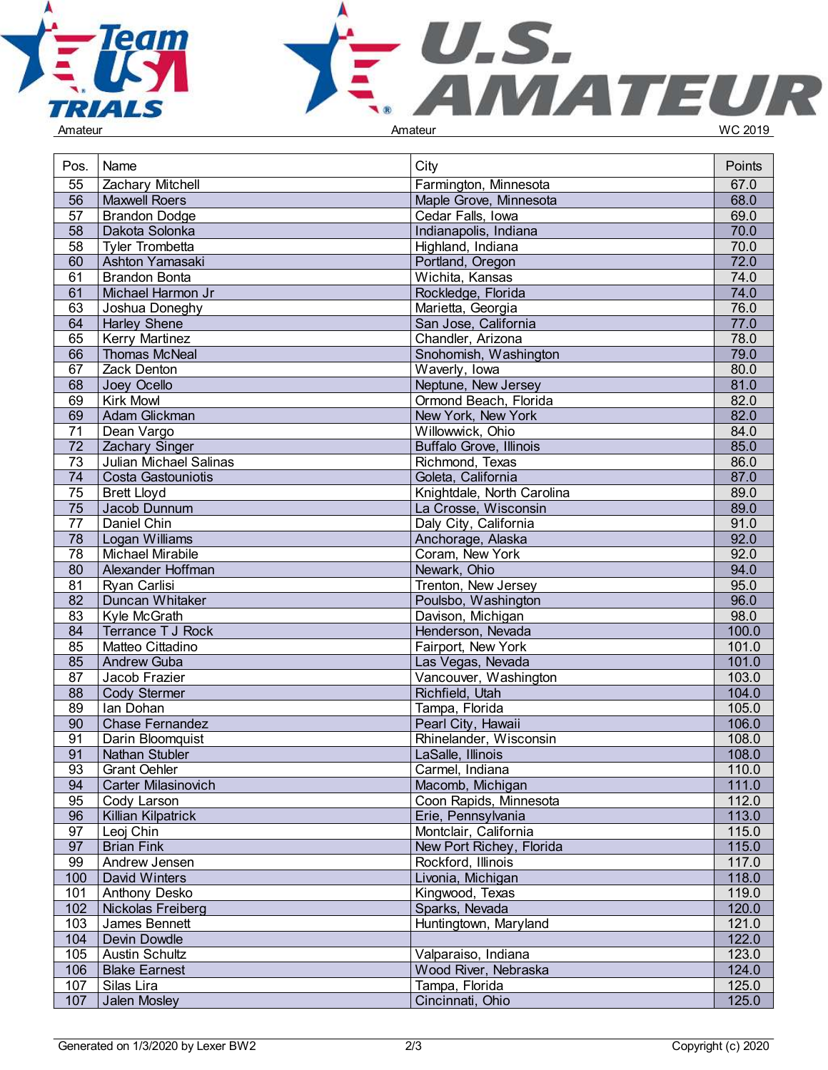| Pos. | Name | City | Points |
|---|---|---|---|
| 55 | Zachary Mitchell | Farmington, Minnesota | 67.0 |
| 56 | Maxwell Roers | Maple Grove, Minnesota | 68.0 |
| 57 | Brandon Dodge | Cedar Falls, Iowa | 69.0 |
| 58 | Dakota Solonka | Indianapolis, Indiana | 70.0 |
| 58 | Tyler Trombetta | Highland, Indiana | 70.0 |
| 60 | Ashton Yamasaki | Portland, Oregon | 72.0 |
| 61 | Brandon Bonta | Wichita, Kansas | 74.0 |
| 61 | Michael Harmon Jr | Rockledge, Florida | 74.0 |
| 63 | Joshua Doneghy | Marietta, Georgia | 76.0 |
| 64 | Harley Shene | San Jose, California | 77.0 |
| 65 | Kerry Martinez | Chandler, Arizona | 78.0 |
| 66 | Thomas McNeal | Snohomish, Washington | 79.0 |
| 67 | Zack Denton | Waverly, Iowa | 80.0 |
| 68 | Joey Ocello | Neptune, New Jersey | 81.0 |
| 69 | Kirk Mowl | Ormond Beach, Florida | 82.0 |
| 69 | Adam Glickman | New York, New York | 82.0 |
| 71 | Dean Vargo | Willowwick, Ohio | 84.0 |
| 72 | Zachary Singer | Buffalo Grove, Illinois | 85.0 |
| 73 | Julian Michael Salinas | Richmond, Texas | 86.0 |
| 74 | Costa Gastouniotis | Goleta, California | 87.0 |
| 75 | Brett Lloyd | Knightdale, North Carolina | 89.0 |
| 75 | Jacob Dunnum | La Crosse, Wisconsin | 89.0 |
| 77 | Daniel Chin | Daly City, California | 91.0 |
| 78 | Logan Williams | Anchorage, Alaska | 92.0 |
| 78 | Michael Mirabile | Coram, New York | 92.0 |
| 80 | Alexander Hoffman | Newark, Ohio | 94.0 |
| 81 | Ryan Carlisi | Trenton, New Jersey | 95.0 |
| 82 | Duncan Whitaker | Poulsbo, Washington | 96.0 |
| 83 | Kyle McGrath | Davison, Michigan | 98.0 |
| 84 | Terrance T J Rock | Henderson, Nevada | 100.0 |
| 85 | Matteo Cittadino | Fairport, New York | 101.0 |
| 85 | Andrew Guba | Las Vegas, Nevada | 101.0 |
| 87 | Jacob Frazier | Vancouver, Washington | 103.0 |
| 88 | Cody Stermer | Richfield, Utah | 104.0 |
| 89 | Ian Dohan | Tampa, Florida | 105.0 |
| 90 | Chase Fernandez | Pearl City, Hawaii | 106.0 |
| 91 | Darin Bloomquist | Rhinelander, Wisconsin | 108.0 |
| 91 | Nathan Stubler | LaSalle, Illinois | 108.0 |
| 93 | Grant Oehler | Carmel, Indiana | 110.0 |
| 94 | Carter Milasinovich | Macomb, Michigan | 111.0 |
| 95 | Cody Larson | Coon Rapids, Minnesota | 112.0 |
| 96 | Killian Kilpatrick | Erie, Pennsylvania | 113.0 |
| 97 | Leoj Chin | Montclair, California | 115.0 |
| 97 | Brian Fink | New Port Richey, Florida | 115.0 |
| 99 | Andrew Jensen | Rockford, Illinois | 117.0 |
| 100 | David Winters | Livonia, Michigan | 118.0 |
| 101 | Anthony Desko | Kingwood, Texas | 119.0 |
| 102 | Nickolas Freiberg | Sparks, Nevada | 120.0 |
| 103 | James Bennett | Huntingtown, Maryland | 121.0 |
| 104 | Devin Dowdle | | 122.0 |
| 105 | Austin Schultz | Valparaiso, Indiana | 123.0 |
| 106 | Blake Earnest | Wood River, Nebraska | 124.0 |
| 107 | Silas Lira | Tampa, Florida | 125.0 |
| 107 | Jalen Mosley | Cincinnati, Ohio | 125.0 |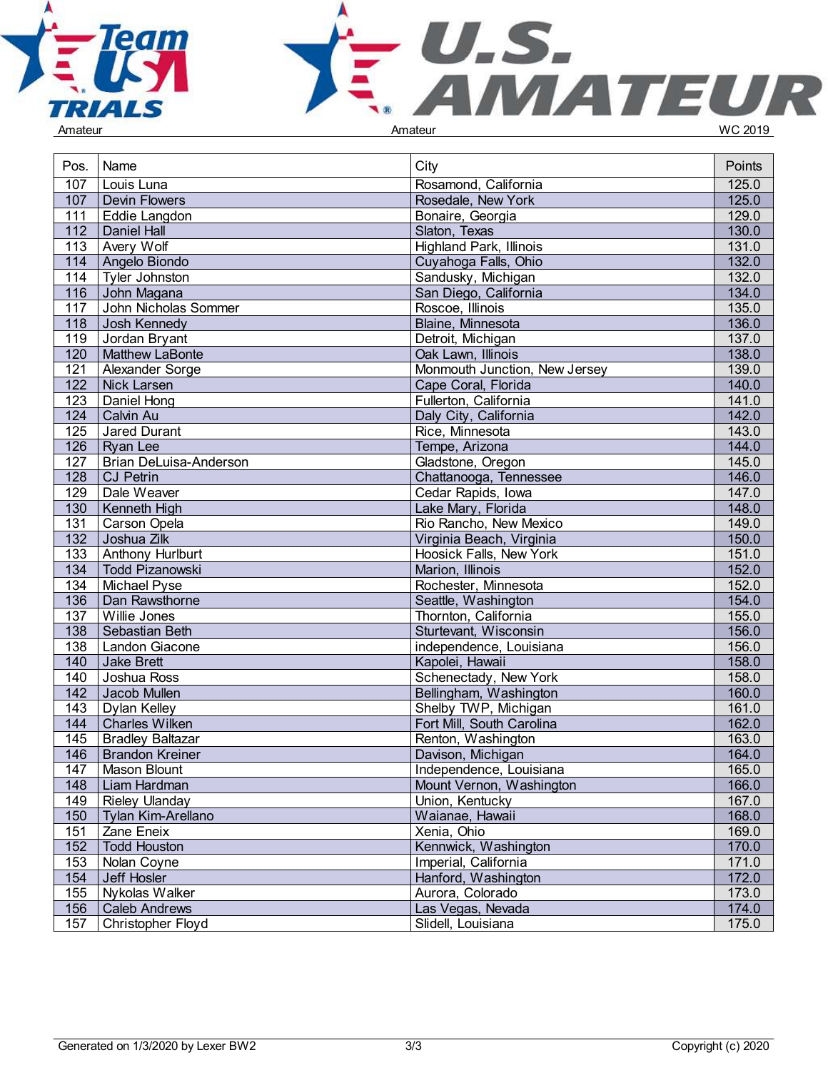| Pos. | Name | City | Points |
|---|---|---|---|
| 107 | Louis Luna | Rosamond, California | 125.0 |
| 107 | Devin Flowers | Rosedale, New York | 125.0 |
| 111 | Eddie Langdon | Bonaire, Georgia | 129.0 |
| 112 | Daniel Hall | Slaton, Texas | 130.0 |
| 113 | Avery Wolf | Highland Park, Illinois | 131.0 |
| 114 | Angelo Biondo | Cuyahoga Falls, Ohio | 132.0 |
| 114 | Tyler Johnston | Sandusky, Michigan | 132.0 |
| 116 | John Magana | San Diego, California | 134.0 |
| 117 | John Nicholas Sommer | Roscoe, Illinois | 135.0 |
| 118 | Josh Kennedy | Blaine, Minnesota | 136.0 |
| 119 | Jordan Bryant | Detroit, Michigan | 137.0 |
| 120 | Matthew LaBonte | Oak Lawn, Illinois | 138.0 |
| 121 | Alexander Sorge | Monmouth Junction, New Jersey | 139.0 |
| 122 | Nick Larsen | Cape Coral, Florida | 140.0 |
| 123 | Daniel Hong | Fullerton, California | 141.0 |
| 124 | Calvin Au | Daly City, California | 142.0 |
| 125 | Jared Durant | Rice, Minnesota | 143.0 |
| 126 | Ryan Lee | Tempe, Arizona | 144.0 |
| 127 | Brian DeLuisa-Anderson | Gladstone, Oregon | 145.0 |
| 128 | CJ Petrin | Chattanooga, Tennessee | 146.0 |
| 129 | Dale Weaver | Cedar Rapids, Iowa | 147.0 |
| 130 | Kenneth High | Lake Mary, Florida | 148.0 |
| 131 | Carson Opela | Rio Rancho, New Mexico | 149.0 |
| 132 | Joshua Zilk | Virginia Beach, Virginia | 150.0 |
| 133 | Anthony Hurlburt | Hoosick Falls, New York | 151.0 |
| 134 | Todd Pizanowski | Marion, Illinois | 152.0 |
| 134 | Michael Pyse | Rochester, Minnesota | 152.0 |
| 136 | Dan Rawsthorne | Seattle, Washington | 154.0 |
| 137 | Willie Jones | Thornton, California | 155.0 |
| 138 | Sebastian Beth | Sturtevant, Wisconsin | 156.0 |
| 138 | Landon Giacone | independence, Louisiana | 156.0 |
| 140 | Jake Brett | Kapolei, Hawaii | 158.0 |
| 140 | Joshua Ross | Schenectady, New York | 158.0 |
| 142 | Jacob Mullen | Bellingham, Washington | 160.0 |
| 143 | Dylan Kelley | Shelby TWP, Michigan | 161.0 |
| 144 | Charles Wilken | Fort Mill, South Carolina | 162.0 |
| 145 | Bradley Baltazar | Renton, Washington | 163.0 |
| 146 | Brandon Kreiner | Davison, Michigan | 164.0 |
| 147 | Mason Blount | Independence, Louisiana | 165.0 |
| 148 | Liam Hardman | Mount Vernon, Washington | 166.0 |
| 149 | Rieley Ulanday | Union, Kentucky | 167.0 |
| 150 | Tylan Kim-Arellano | Waianae, Hawaii | 168.0 |
| 151 | Zane Eneix | Xenia, Ohio | 169.0 |
| 152 | Todd Houston | Kennwick, Washington | 170.0 |
| 153 | Nolan Coyne | Imperial, California | 171.0 |
| 154 | Jeff Hosler | Hanford, Washington | 172.0 |
| 155 | Nykolas Walker | Aurora, Colorado | 173.0 |
| 156 | Caleb Andrews | Las Vegas, Nevada | 174.0 |
| 157 | Christopher Floyd | Slidell, Louisiana | 175.0 |